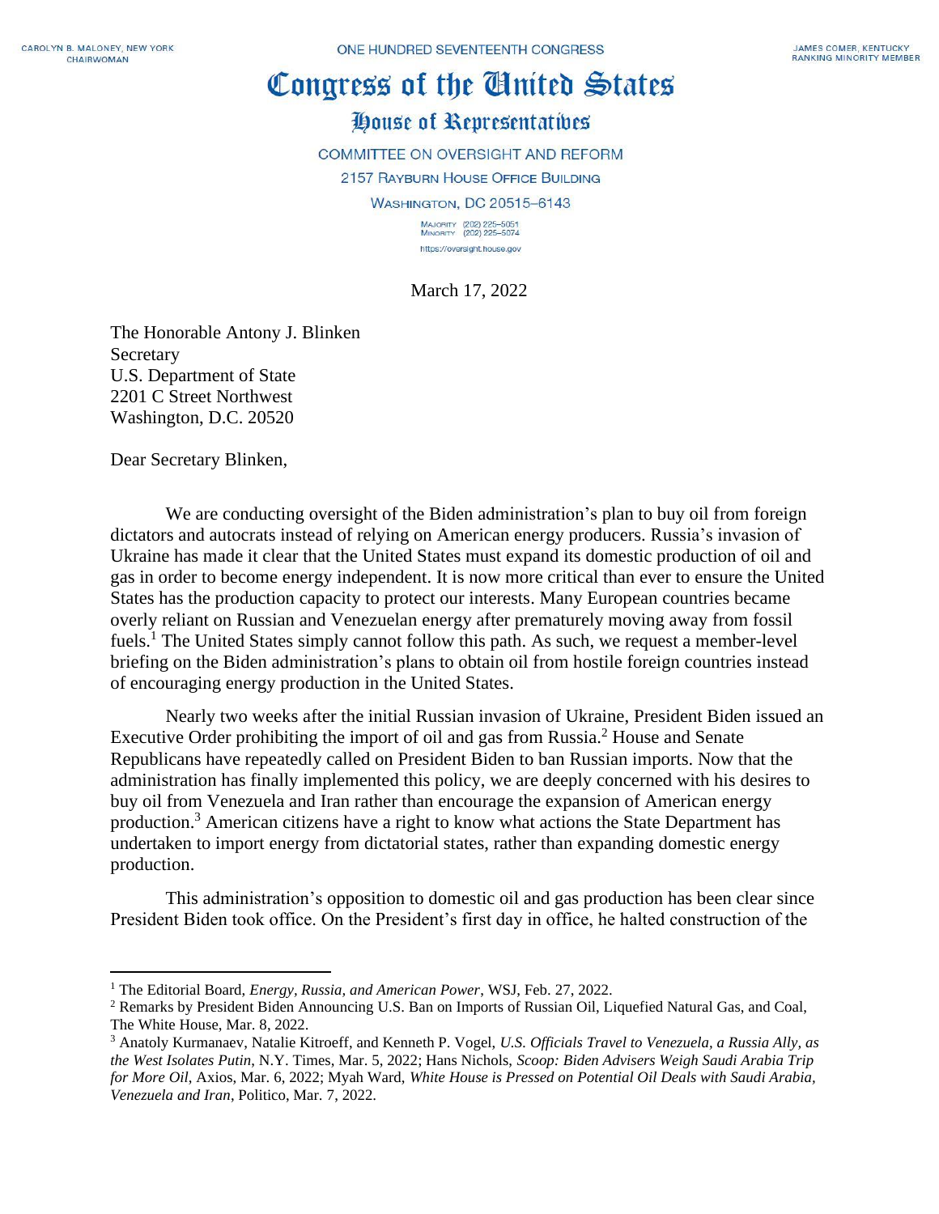CAROLYN B. MALONEY, NEW YORK
CHAIRWOMAN

ONE HUNDRED SEVENTEENTH CONGRESS

JAMES COMER, KENTUCKY
RANKING MINORITY MEMBER

# Congress of the United States

## House of Representatives

COMMITTEE ON OVERSIGHT AND REFORM
2157 RAYBURN HOUSE OFFICE BUILDING
WASHINGTON, DC 20515–6143

MAJORITY (202) 225–5051
MINORITY (202) 225–5074
https://oversight.house.gov

March 17, 2022

The Honorable Antony J. Blinken
Secretary
U.S. Department of State
2201 C Street Northwest
Washington, D.C. 20520

Dear Secretary Blinken,

We are conducting oversight of the Biden administration's plan to buy oil from foreign dictators and autocrats instead of relying on American energy producers. Russia's invasion of Ukraine has made it clear that the United States must expand its domestic production of oil and gas in order to become energy independent. It is now more critical than ever to ensure the United States has the production capacity to protect our interests. Many European countries became overly reliant on Russian and Venezuelan energy after prematurely moving away from fossil fuels.[1] The United States simply cannot follow this path. As such, we request a member-level briefing on the Biden administration's plans to obtain oil from hostile foreign countries instead of encouraging energy production in the United States.

Nearly two weeks after the initial Russian invasion of Ukraine, President Biden issued an Executive Order prohibiting the import of oil and gas from Russia.[2] House and Senate Republicans have repeatedly called on President Biden to ban Russian imports. Now that the administration has finally implemented this policy, we are deeply concerned with his desires to buy oil from Venezuela and Iran rather than encourage the expansion of American energy production.[3] American citizens have a right to know what actions the State Department has undertaken to import energy from dictatorial states, rather than expanding domestic energy production.

This administration's opposition to domestic oil and gas production has been clear since President Biden took office. On the President's first day in office, he halted construction of the

---

[1] The Editorial Board, *Energy, Russia, and American Power*, WSJ, Feb. 27, 2022.

[2] Remarks by President Biden Announcing U.S. Ban on Imports of Russian Oil, Liquefied Natural Gas, and Coal, The White House, Mar. 8, 2022.

[3] Anatoly Kurmanaev, Natalie Kitroeff, and Kenneth P. Vogel, *U.S. Officials Travel to Venezuela, a Russia Ally, as the West Isolates Putin*, N.Y. Times, Mar. 5, 2022; Hans Nichols, *Scoop: Biden Advisers Weigh Saudi Arabia Trip for More Oil*, Axios, Mar. 6, 2022; Myah Ward, *White House is Pressed on Potential Oil Deals with Saudi Arabia, Venezuela and Iran*, Politico, Mar. 7, 2022.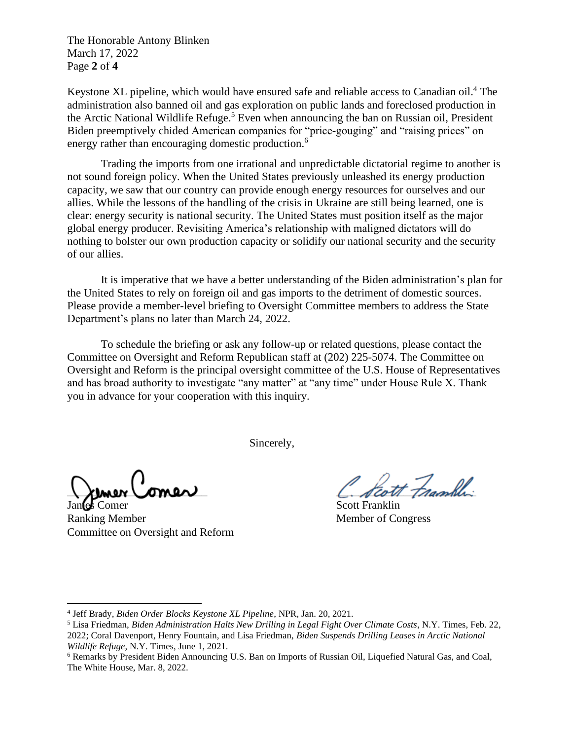Keystone XL pipeline, which would have ensured safe and reliable access to Canadian oil.[4] The administration also banned oil and gas exploration on public lands and foreclosed production in the Arctic National Wildlife Refuge.[5] Even when announcing the ban on Russian oil, President Biden preemptively chided American companies for "price-gouging" and "raising prices" on energy rather than encouraging domestic production.[6]

Trading the imports from one irrational and unpredictable dictatorial regime to another is not sound foreign policy. When the United States previously unleashed its energy production capacity, we saw that our country can provide enough energy resources for ourselves and our allies. While the lessons of the handling of the crisis in Ukraine are still being learned, one is clear: energy security is national security. The United States must position itself as the major global energy producer. Revisiting America's relationship with maligned dictators will do nothing to bolster our own production capacity or solidify our national security and the security of our allies.

It is imperative that we have a better understanding of the Biden administration's plan for the United States to rely on foreign oil and gas imports to the detriment of domestic sources. Please provide a member-level briefing to Oversight Committee members to address the State Department's plans no later than March 24, 2022.

To schedule the briefing or ask any follow-up or related questions, please contact the Committee on Oversight and Reform Republican staff at (202) 225-5074. The Committee on Oversight and Reform is the principal oversight committee of the U.S. House of Representatives and has broad authority to investigate "any matter" at "any time" under House Rule X. Thank you in advance for your cooperation with this inquiry.

Sincerely,

James Comer
Ranking Member
Committee on Oversight and Reform

Scott Franklin
Member of Congress

---

[4] Jeff Brady, *Biden Order Blocks Keystone XL Pipeline*, NPR, Jan. 20, 2021.

[5] Lisa Friedman, *Biden Administration Halts New Drilling in Legal Fight Over Climate Costs*, N.Y. Times, Feb. 22, 2022; Coral Davenport, Henry Fountain, and Lisa Friedman, *Biden Suspends Drilling Leases in Arctic National Wildlife Refuge*, N.Y. Times, June 1, 2021.

[6] Remarks by President Biden Announcing U.S. Ban on Imports of Russian Oil, Liquefied Natural Gas, and Coal, The White House, Mar. 8, 2022.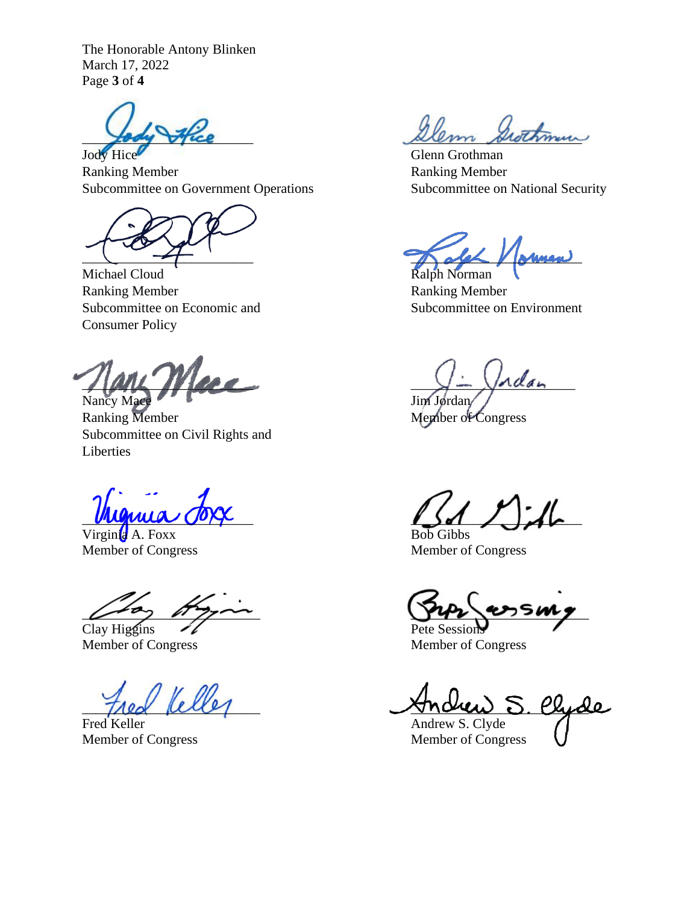Jody Hice
Ranking Member
Subcommittee on Government Operations

Glenn Grothman
Ranking Member
Subcommittee on National Security

Michael Cloud
Ranking Member
Subcommittee on Economic and Consumer Policy

Ralph Norman
Ranking Member
Subcommittee on Environment

Nancy Mace
Ranking Member
Subcommittee on Civil Rights and Liberties

Jim Jordan
Member of Congress

Virginia A. Foxx
Member of Congress

Bob Gibbs
Member of Congress

Clay Higgins
Member of Congress

Pete Sessions
Member of Congress

Fred Keller
Member of Congress

Andrew S. Clyde
Member of Congress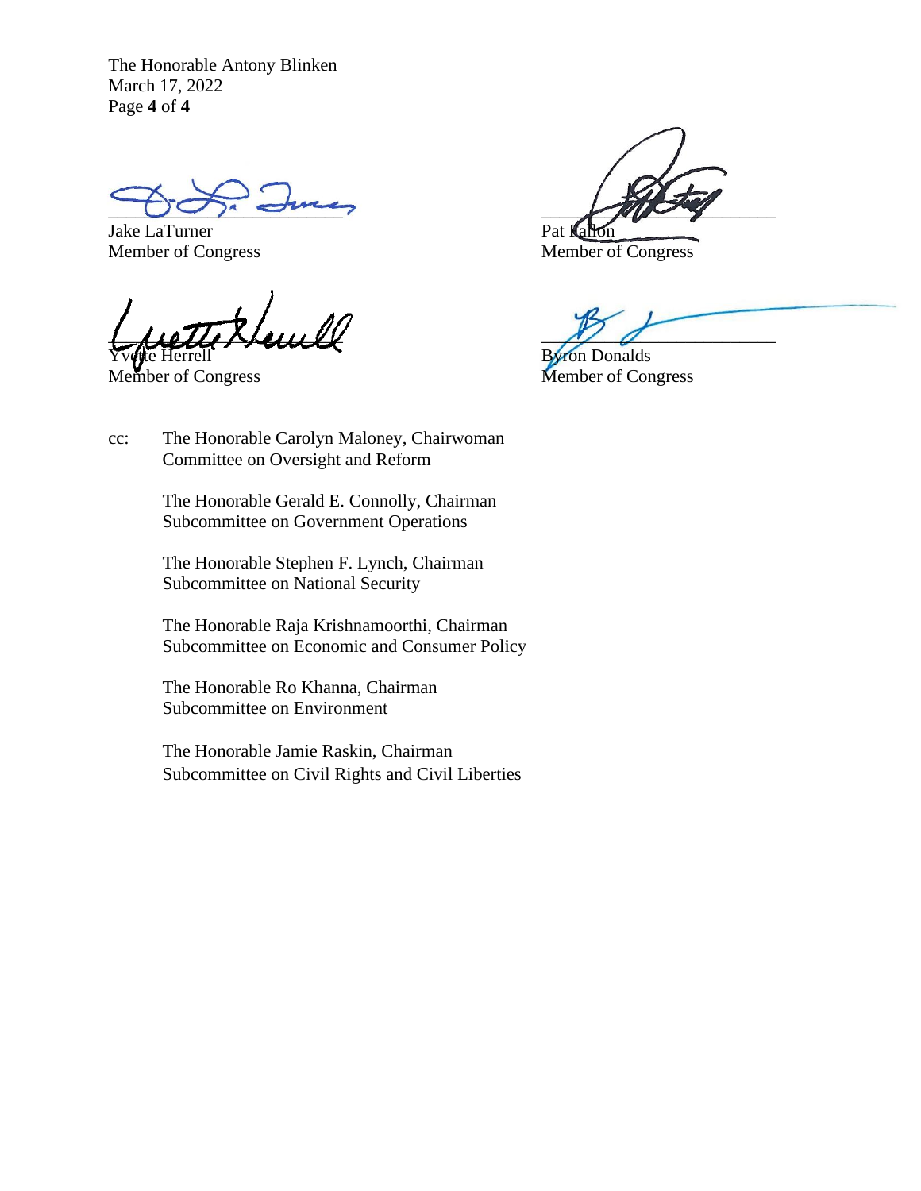Jake LaTurner
Member of Congress

Pat Fallon
Member of Congress

Yvette Herrell
Member of Congress

Byron Donalds
Member of Congress

cc: The Honorable Carolyn Maloney, Chairwoman
Committee on Oversight and Reform

The Honorable Gerald E. Connolly, Chairman
Subcommittee on Government Operations

The Honorable Stephen F. Lynch, Chairman
Subcommittee on National Security

The Honorable Raja Krishnamoorthi, Chairman
Subcommittee on Economic and Consumer Policy

The Honorable Ro Khanna, Chairman
Subcommittee on Environment

The Honorable Jamie Raskin, Chairman
Subcommittee on Civil Rights and Civil Liberties